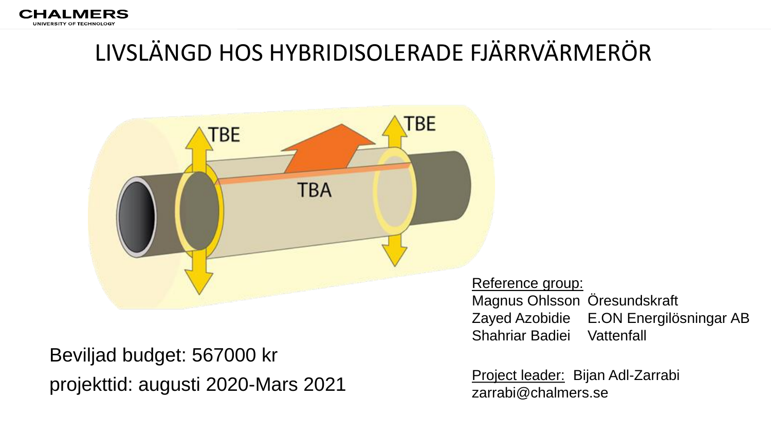# LIVSLÄNGD HOS HYBRIDISOLERADE FJÄRRVÄRMERÖR

TBE

TBE

TBA

Reference group:

| | |
|---|---|
| Magnus Ohlsson | Öresundskraft |
| Zayed Azobidie | E.ON Energilösningar AB |
| Shahriar Badiei | Vattenfall |

Beviljad budget: 567000 kr

projekttid: augusti 2020-Mars 2021

Project leader: Bijan Adl-Zarrabi
zarrabi@chalmers.se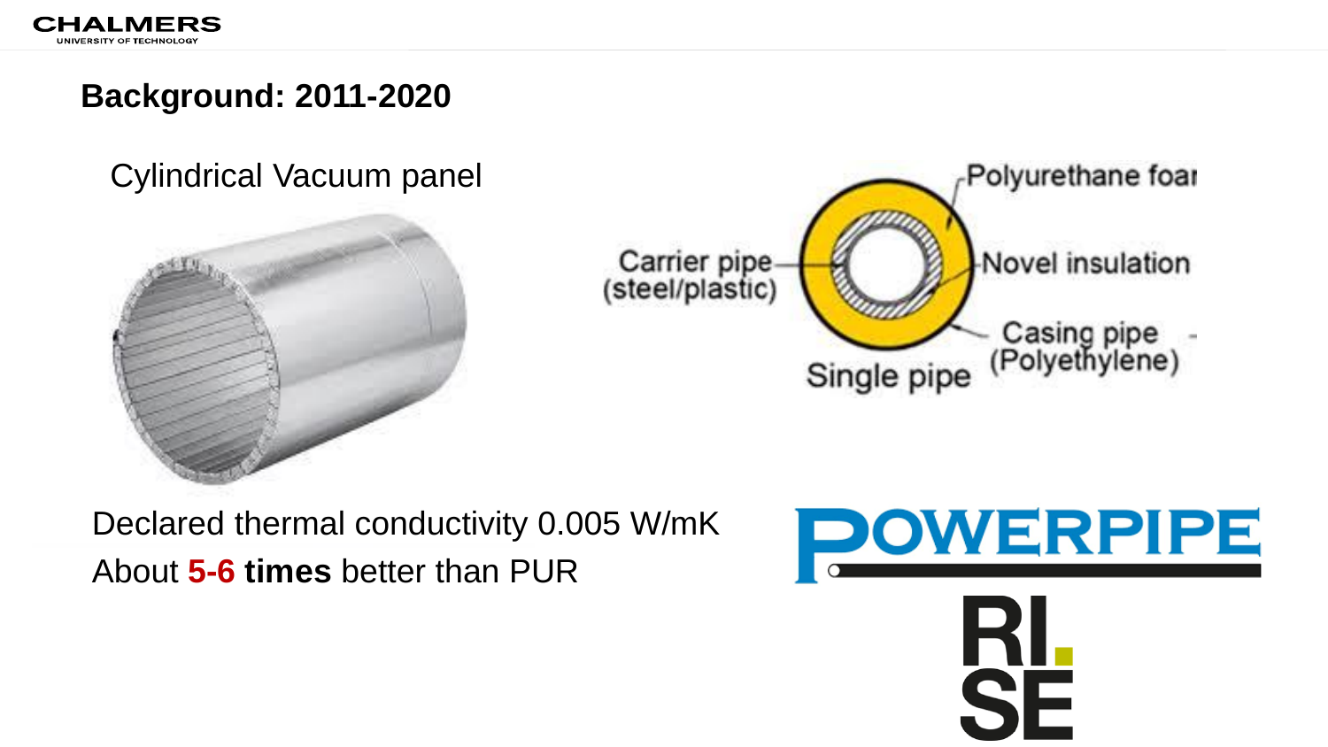## Background: 2011-2020

Cylindrical Vacuum panel

Polyurethane foam

Carrier pipe (steel/plastic)

Novel insulation

Casing pipe (Polyethylene)

Single pipe

Declared thermal conductivity 0.005 W/mK

About **5-6 times** better than PUR

POWERPIPE

RISE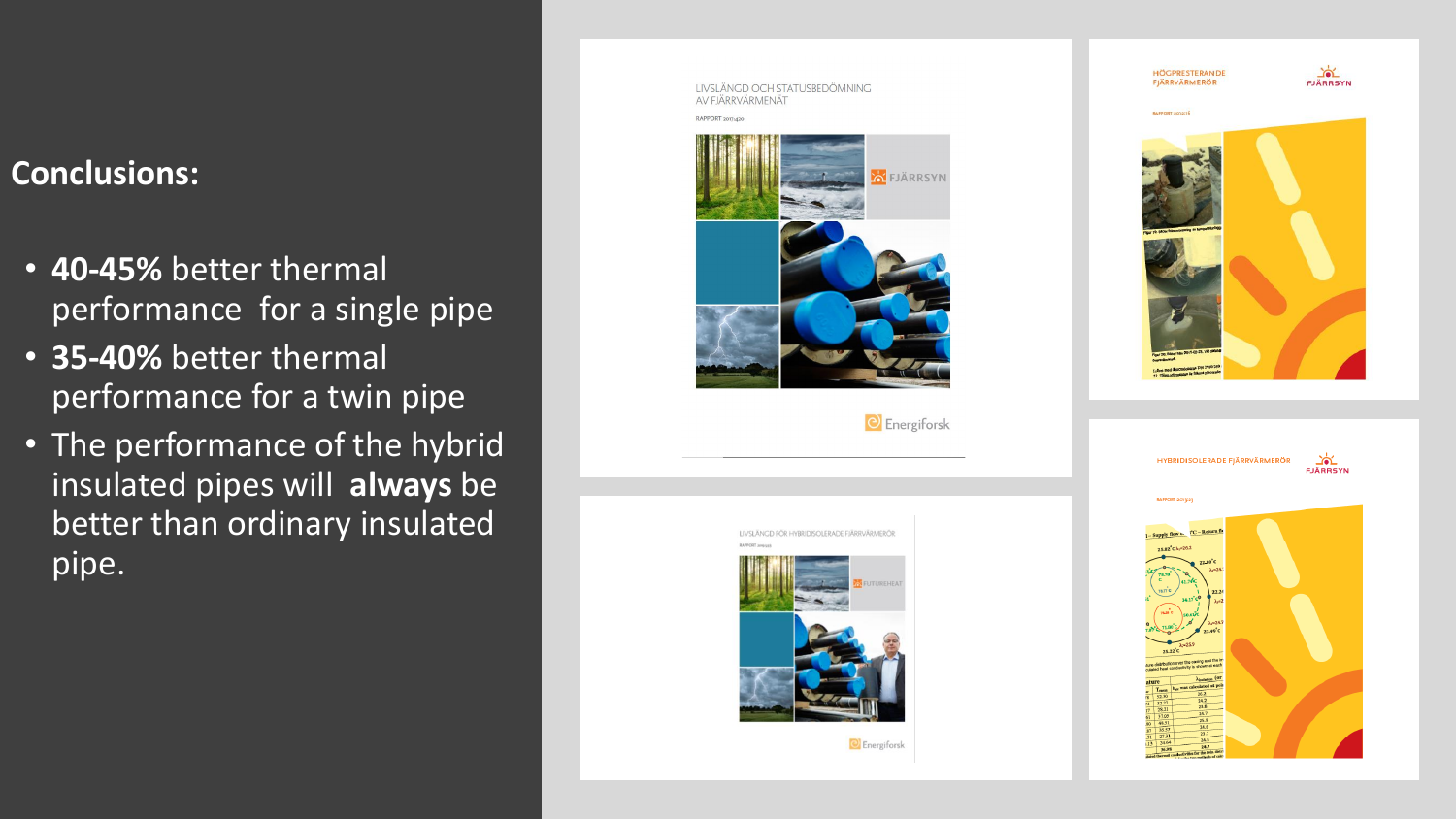## Conclusions:

- **40-45%** better thermal performance for a single pipe
- **35-40%** better thermal performance for a twin pipe
- The performance of the hybrid insulated pipes will **always** be better than ordinary insulated pipe.

LIVSLÄNGD OCH STATUSBEDÖMNING AV FJÄRRVÄRMENÄT

RAPPORT 2017:420

FJÄRRSYN

Energiforsk

HÖGPRESTERANDE FJÄRRVÄRMERÖR

FJÄRRSYN

LIVSLÄNGD FÖR HYBRIDISOLERADE FJÄRRVÄRMERÖR

FUTUREHEAT

Energiforsk

HYBRIDISOLERADE FJÄRRVÄRMERÖR

FJÄRRSYN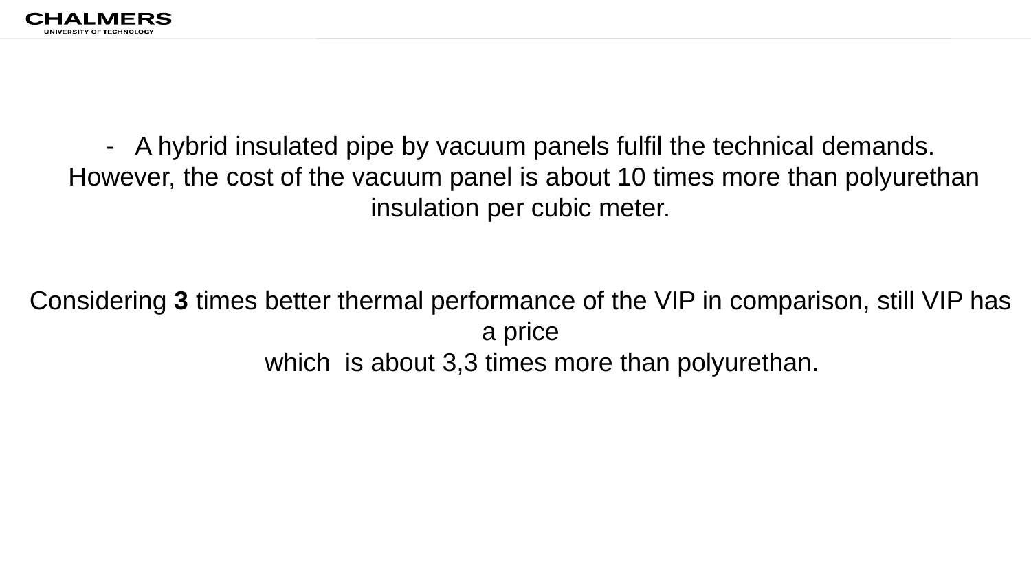- A hybrid insulated pipe by vacuum panels fulfil the technical demands. However, the cost of the vacuum panel is about 10 times more than polyurethan insulation per cubic meter.

Considering **3** times better thermal performance of the VIP in comparison, still VIP has a price which is about 3,3 times more than polyurethan.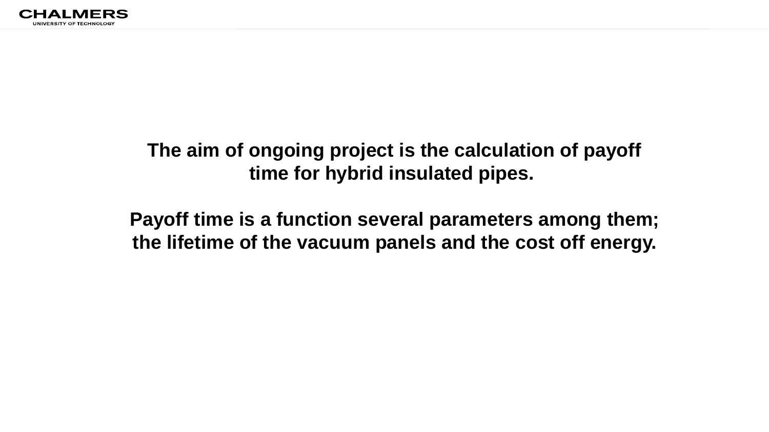**The aim of ongoing project is the calculation of payoff time for hybrid insulated pipes.**

**Payoff time is a function several parameters among them; the lifetime of the vacuum panels and the cost off energy.**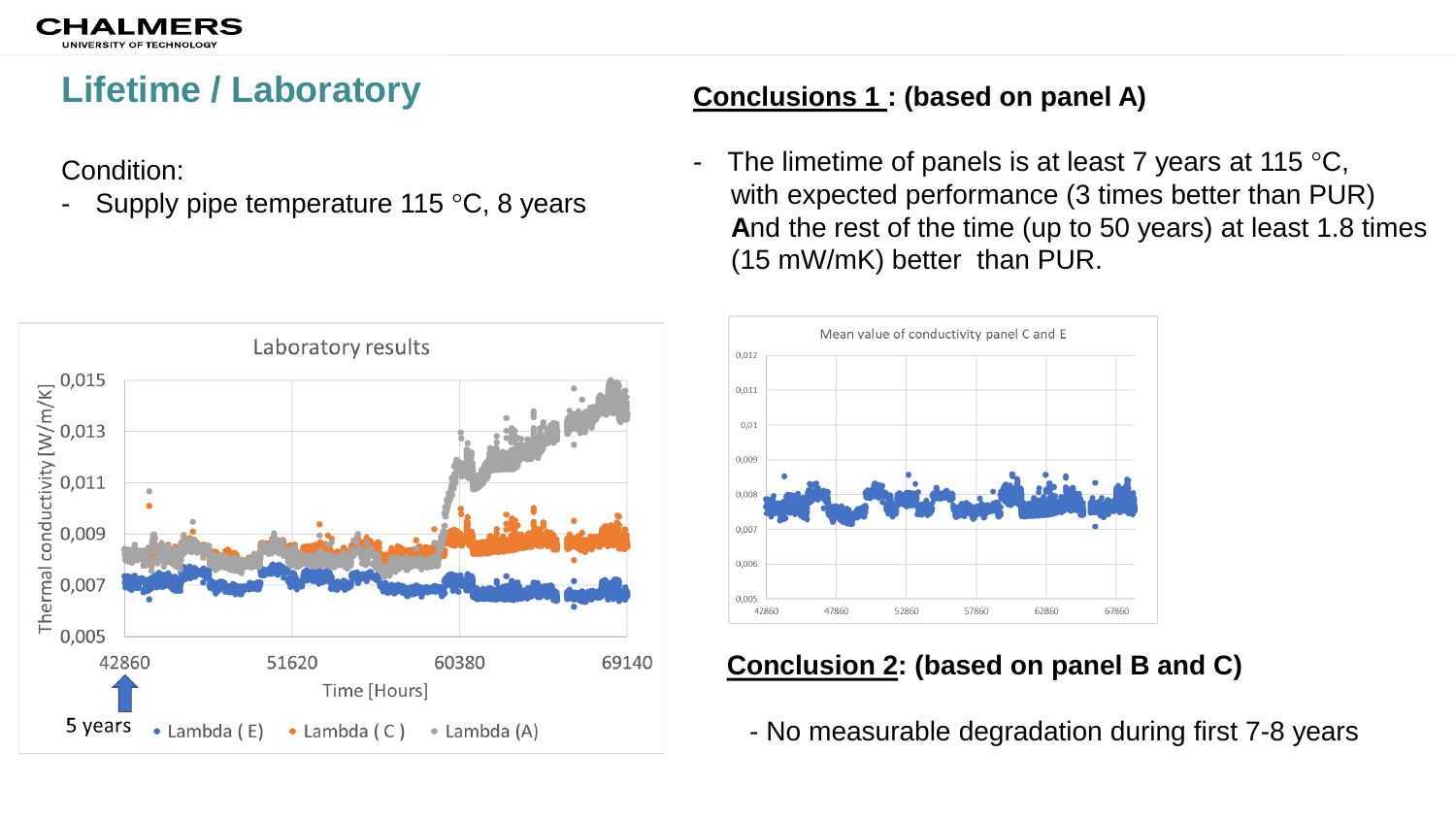## Lifetime / Laboratory

Condition:

- Supply pipe temperature 115 °C, 8 years

Laboratory results

Thermal conductivity [W/m/K]

Time [Hours]

5 years

• Lambda ( E ) • Lambda ( C ) • Lambda (A)

Mean value of conductivity panel C and E

**<u>Conclusions 1</u> : (based on panel A)**

- The limetime of panels is at least 7 years at 115 °C, with expected performance (3 times better than PUR) **A**nd the rest of the time (up to 50 years) at least 1.8 times (15 mW/mK) better than PUR.

**<u>Conclusion 2</u>: (based on panel B and C)**

- No measurable degradation during first 7-8 years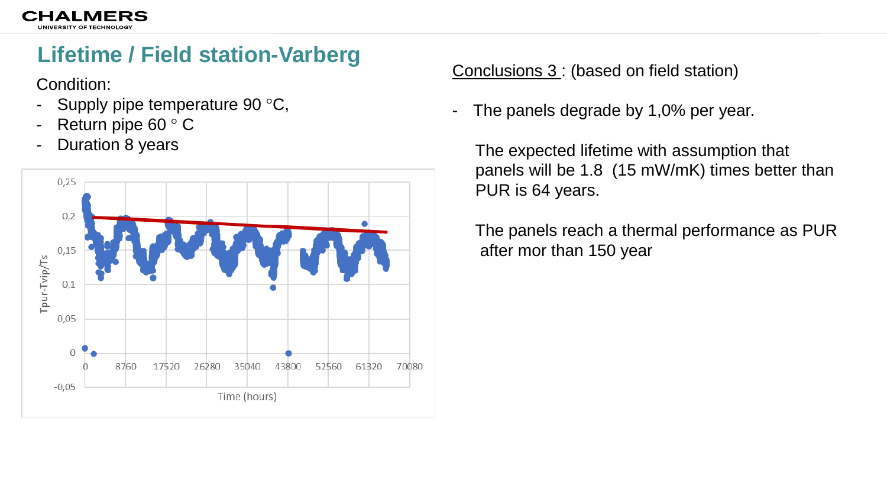## Lifetime / Field station-Varberg

Condition:

- Supply pipe temperature 90 °C,
- Return pipe 60 ° C
- Duration 8 years

Conclusions 3 : (based on field station)

- The panels degrade by 1,0% per year.

  The expected lifetime with assumption that panels will be 1.8 (15 mW/mK) times better than PUR is 64 years.

  The panels reach a thermal performance as PUR after mor than 150 year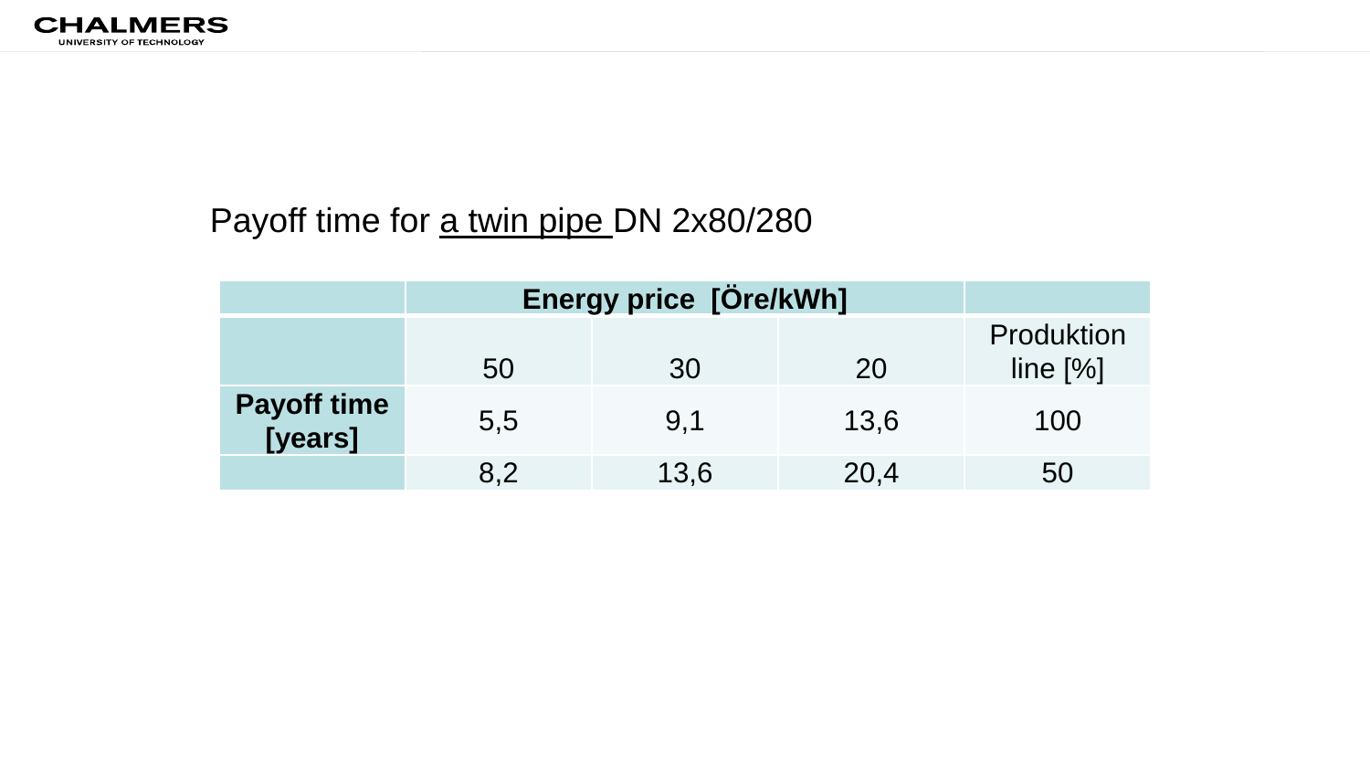Payoff time for <u>a twin pipe</u> DN 2x80/280

| | Energy price [Öre/kWh] | | | |
|---|---|---|---|---|
| | 50 | 30 | 20 | Produktion line [%] |
| **Payoff time [years]** | 5,5 | 9,1 | 13,6 | 100 |
| | 8,2 | 13,6 | 20,4 | 50 |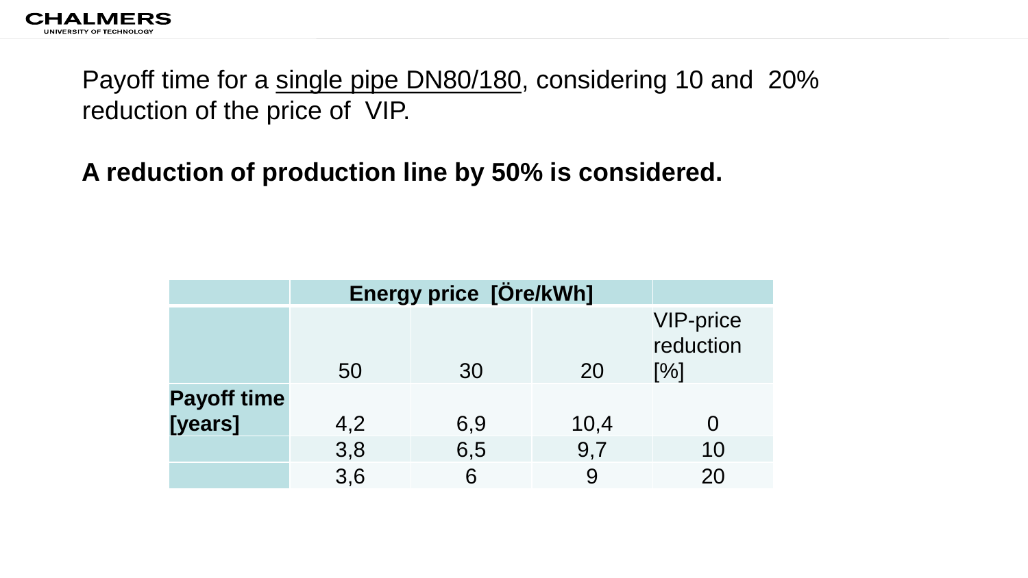Payoff time for a single pipe DN80/180, considering 10 and 20% reduction of the price of VIP.

**A reduction of production line by 50% is considered.**

| | **Energy price [Öre/kWh]** | | | |
|---|---|---|---|---|
| | 50 | 30 | 20 | VIP-price reduction [%] |
| **Payoff time [years]** | 4,2 | 6,9 | 10,4 | 0 |
| | 3,8 | 6,5 | 9,7 | 10 |
| | 3,6 | 6 | 9 | 20 |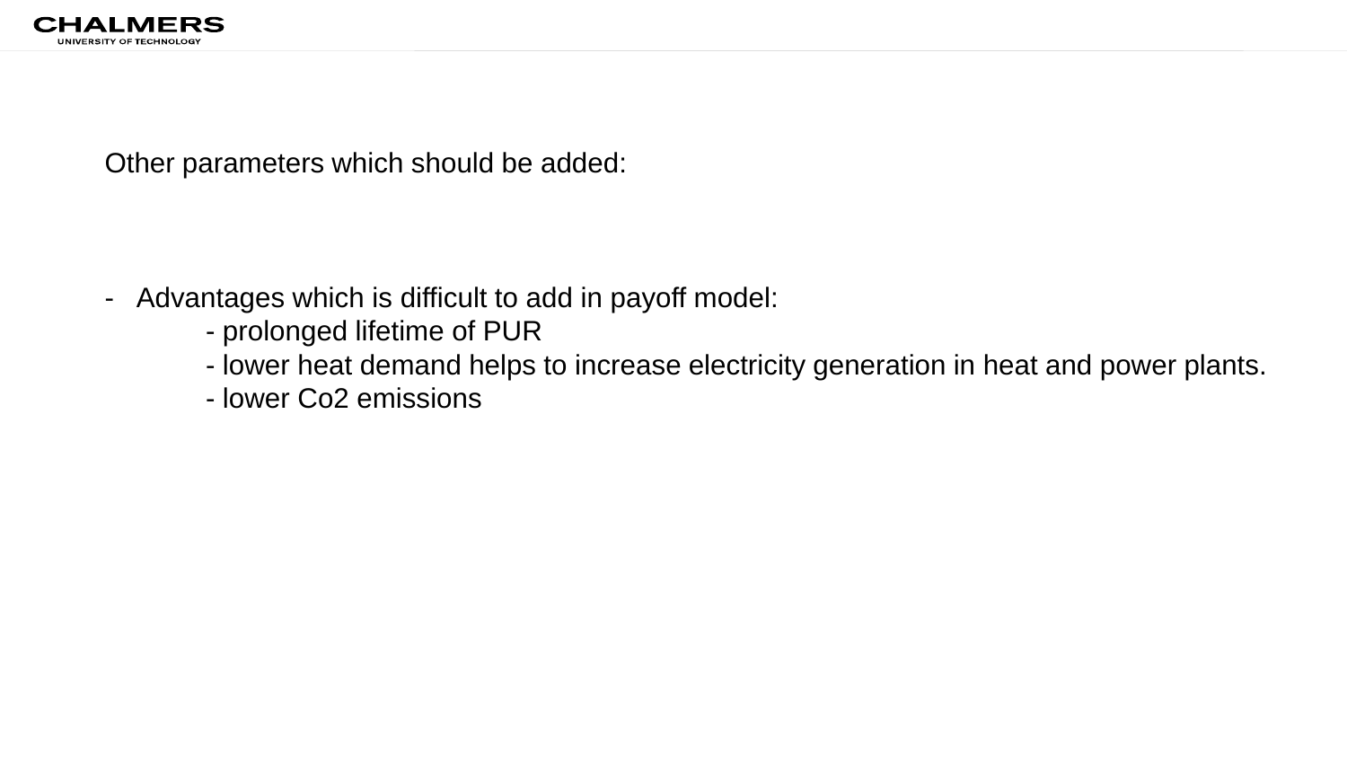Other parameters which should be added:

- Advantages which is difficult to add in payoff model:
    - prolonged lifetime of PUR
    - lower heat demand helps to increase electricity generation in heat and power plants.
    - lower Co2 emissions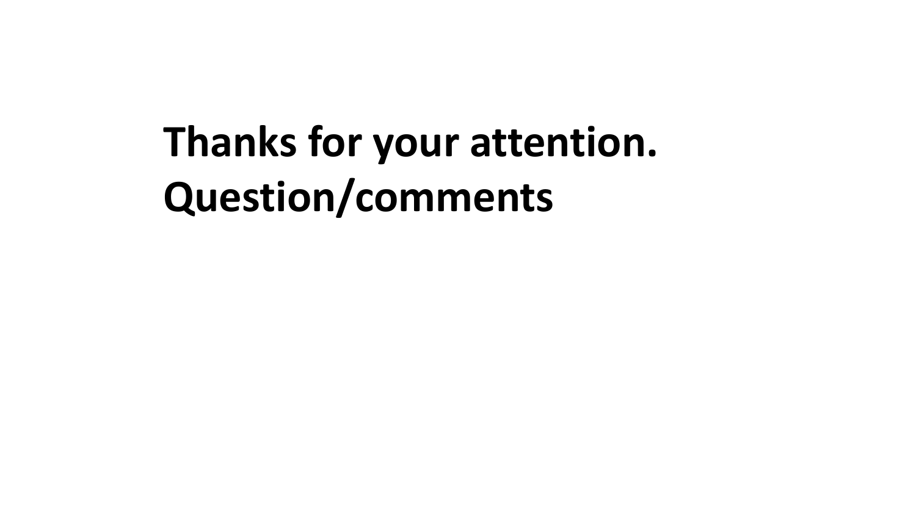**Thanks for your attention.**
**Question/comments**